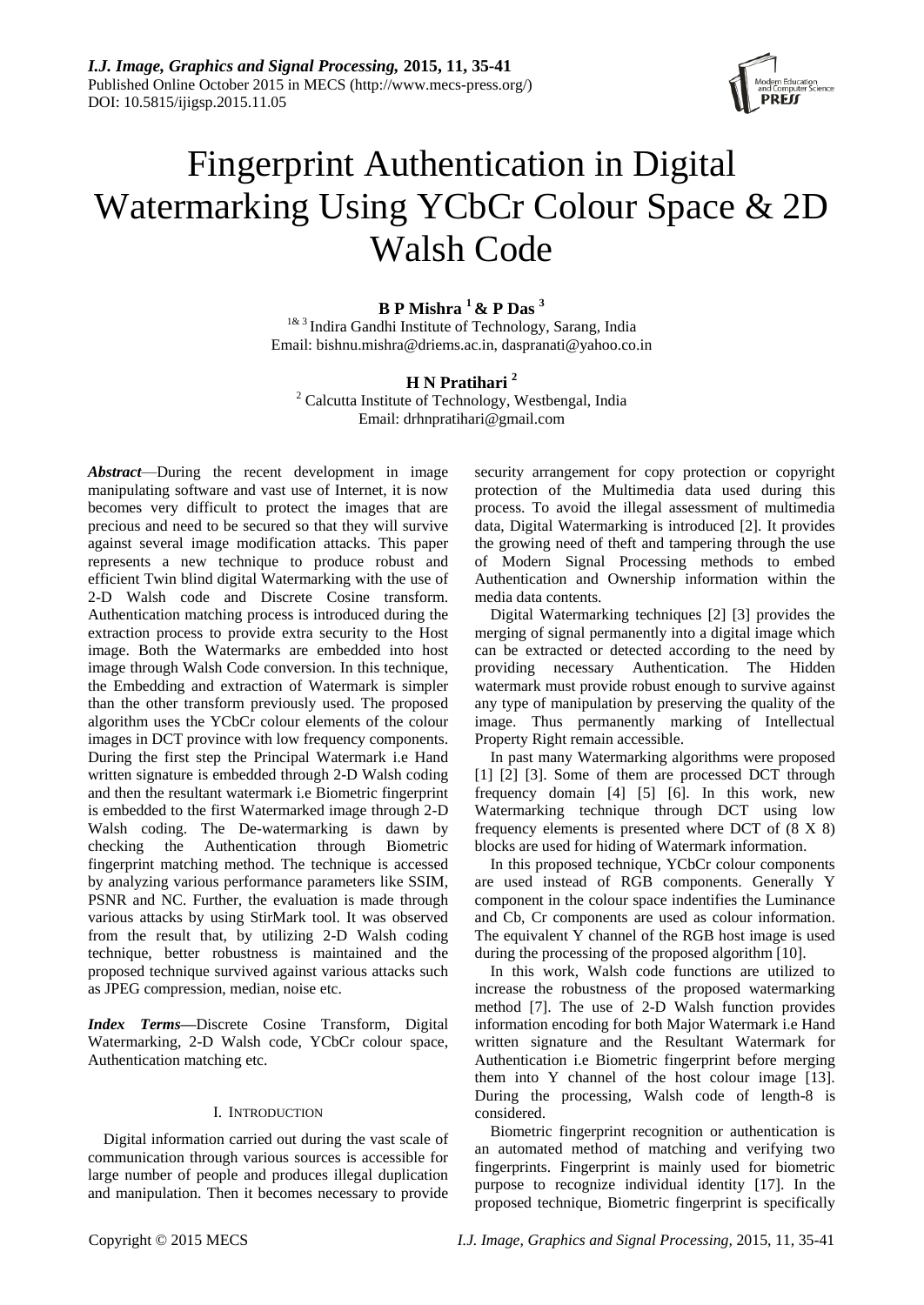# Fingerprint Authentication in Digital Watermarking Using YCbCr Colour Space & 2D Walsh Code

**B P Mishra [1] & P Das [3]**

[1& 3] Indira Gandhi Institute of Technology, Sarang, India
Email: bishnu.mishra@driems.ac.in, daspranati@yahoo.co.in

**H N Pratihari [2]**

[2] Calcutta Institute of Technology, Westbengal, India
Email: drhnpratihari@gmail.com

***Abstract***—During the recent development in image manipulating software and vast use of Internet, it is now becomes very difficult to protect the images that are precious and need to be secured so that they will survive against several image modification attacks. This paper represents a new technique to produce robust and efficient Twin blind digital Watermarking with the use of 2-D Walsh code and Discrete Cosine transform. Authentication matching process is introduced during the extraction process to provide extra security to the Host image. Both the Watermarks are embedded into host image through Walsh Code conversion. In this technique, the Embedding and extraction of Watermark is simpler than the other transform previously used. The proposed algorithm uses the YCbCr colour elements of the colour images in DCT province with low frequency components. During the first step the Principal Watermark i.e Hand written signature is embedded through 2-D Walsh coding and then the resultant watermark i.e Biometric fingerprint is embedded to the first Watermarked image through 2-D Walsh coding. The De-watermarking is dawn by checking the Authentication through Biometric fingerprint matching method. The technique is accessed by analyzing various performance parameters like SSIM, PSNR and NC. Further, the evaluation is made through various attacks by using StirMark tool. It was observed from the result that, by utilizing 2-D Walsh coding technique, better robustness is maintained and the proposed technique survived against various attacks such as JPEG compression, median, noise etc.

***Index Terms*****—**Discrete Cosine Transform, Digital Watermarking, 2-D Walsh code, YCbCr colour space, Authentication matching etc.

## I. Introduction

Digital information carried out during the vast scale of communication through various sources is accessible for large number of people and produces illegal duplication and manipulation. Then it becomes necessary to provide security arrangement for copy protection or copyright protection of the Multimedia data used during this process. To avoid the illegal assessment of multimedia data, Digital Watermarking is introduced [2]. It provides the growing need of theft and tampering through the use of Modern Signal Processing methods to embed Authentication and Ownership information within the media data contents.

Digital Watermarking techniques [2] [3] provides the merging of signal permanently into a digital image which can be extracted or detected according to the need by providing necessary Authentication. The Hidden watermark must provide robust enough to survive against any type of manipulation by preserving the quality of the image. Thus permanently marking of Intellectual Property Right remain accessible.

In past many Watermarking algorithms were proposed [1] [2] [3]. Some of them are processed DCT through frequency domain [4] [5] [6]. In this work, new Watermarking technique through DCT using low frequency elements is presented where DCT of (8 X 8) blocks are used for hiding of Watermark information.

In this proposed technique, YCbCr colour components are used instead of RGB components. Generally Y component in the colour space indentifies the Luminance and Cb, Cr components are used as colour information. The equivalent Y channel of the RGB host image is used during the processing of the proposed algorithm [10].

In this work, Walsh code functions are utilized to increase the robustness of the proposed watermarking method [7]. The use of 2-D Walsh function provides information encoding for both Major Watermark i.e Hand written signature and the Resultant Watermark for Authentication i.e Biometric fingerprint before merging them into Y channel of the host colour image [13]. During the processing, Walsh code of length-8 is considered.

Biometric fingerprint recognition or authentication is an automated method of matching and verifying two fingerprints. Fingerprint is mainly used for biometric purpose to recognize individual identity [17]. In the proposed technique, Biometric fingerprint is specifically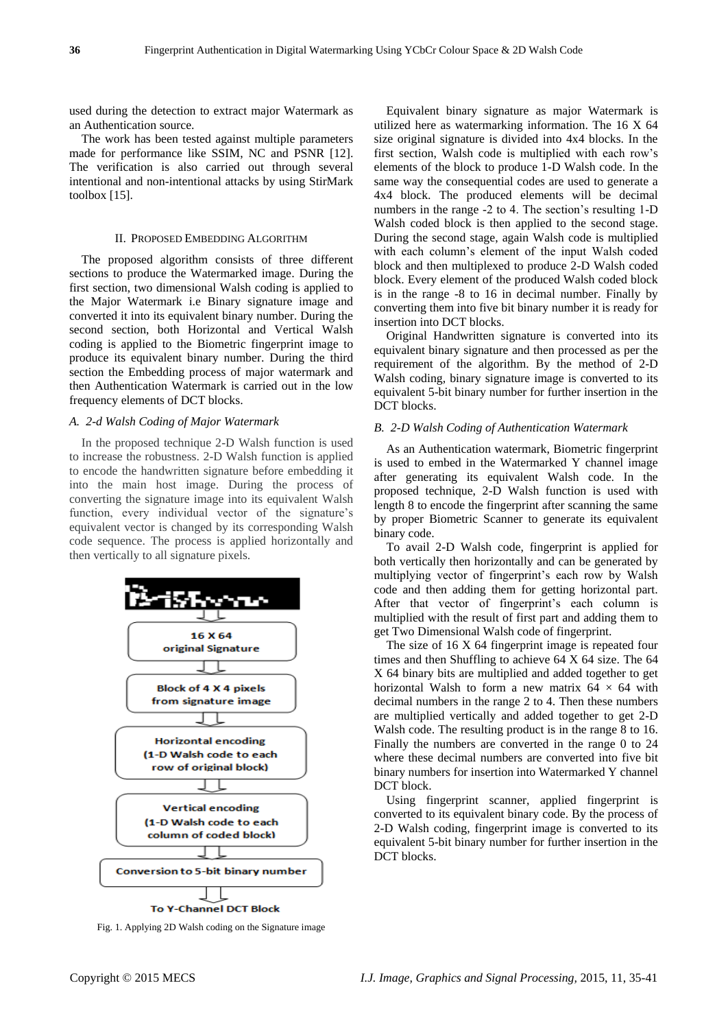used during the detection to extract major Watermark as an Authentication source.

The work has been tested against multiple parameters made for performance like SSIM, NC and PSNR [12]. The verification is also carried out through several intentional and non-intentional attacks by using StirMark toolbox [15].

## II. Proposed Embedding Algorithm

The proposed algorithm consists of three different sections to produce the Watermarked image. During the first section, two dimensional Walsh coding is applied to the Major Watermark i.e Binary signature image and converted it into its equivalent binary number. During the second section, both Horizontal and Vertical Walsh coding is applied to the Biometric fingerprint image to produce its equivalent binary number. During the third section the Embedding process of major watermark and then Authentication Watermark is carried out in the low frequency elements of DCT blocks.

### *A. 2-d Walsh Coding of Major Watermark*

In the proposed technique 2-D Walsh function is used to increase the robustness. 2-D Walsh function is applied to encode the handwritten signature before embedding it into the main host image. During the process of converting the signature image into its equivalent Walsh function, every individual vector of the signature's equivalent vector is changed by its corresponding Walsh code sequence. The process is applied horizontally and then vertically to all signature pixels.

16 X 64 original Signature → Block of 4 X 4 pixels from signature image → Horizontal encoding (1-D Walsh code to each row of original block) → Vertical encoding (1-D Walsh code to each column of coded block) → Conversion to 5-bit binary number → To Y-Channel DCT Block

Fig. 1. Applying 2D Walsh coding on the Signature image

Equivalent binary signature as major Watermark is utilized here as watermarking information. The 16 X 64 size original signature is divided into 4x4 blocks. In the first section, Walsh code is multiplied with each row's elements of the block to produce 1-D Walsh code. In the same way the consequential codes are used to generate a 4x4 block. The produced elements will be decimal numbers in the range -2 to 4. The section's resulting 1-D Walsh coded block is then applied to the second stage. During the second stage, again Walsh code is multiplied with each column's element of the input Walsh coded block and then multiplexed to produce 2-D Walsh coded block. Every element of the produced Walsh coded block is in the range -8 to 16 in decimal number. Finally by converting them into five bit binary number it is ready for insertion into DCT blocks.

Original Handwritten signature is converted into its equivalent binary signature and then processed as per the requirement of the algorithm. By the method of 2-D Walsh coding, binary signature image is converted to its equivalent 5-bit binary number for further insertion in the DCT blocks.

### *B. 2-D Walsh Coding of Authentication Watermark*

As an Authentication watermark, Biometric fingerprint is used to embed in the Watermarked Y channel image after generating its equivalent Walsh code. In the proposed technique, 2-D Walsh function is used with length 8 to encode the fingerprint after scanning the same by proper Biometric Scanner to generate its equivalent binary code.

To avail 2-D Walsh code, fingerprint is applied for both vertically then horizontally and can be generated by multiplying vector of fingerprint's each row by Walsh code and then adding them for getting horizontal part. After that vector of fingerprint's each column is multiplied with the result of first part and adding them to get Two Dimensional Walsh code of fingerprint.

The size of 16 X 64 fingerprint image is repeated four times and then Shuffling to achieve 64 X 64 size. The 64 X 64 binary bits are multiplied and added together to get horizontal Walsh to form a new matrix $64 \times 64$ with decimal numbers in the range 2 to 4. Then these numbers are multiplied vertically and added together to get 2-D Walsh code. The resulting product is in the range 8 to 16. Finally the numbers are converted in the range 0 to 24 where these decimal numbers are converted into five bit binary numbers for insertion into Watermarked Y channel DCT block.

Using fingerprint scanner, applied fingerprint is converted to its equivalent binary code. By the process of 2-D Walsh coding, fingerprint image is converted to its equivalent 5-bit binary number for further insertion in the DCT blocks.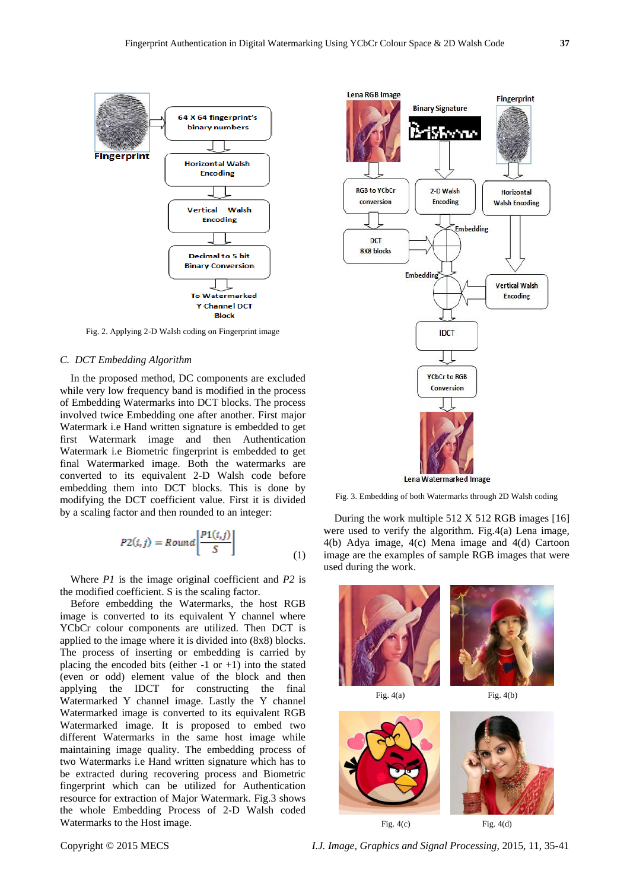Fig. 2. Applying 2-D Walsh coding on Fingerprint image

### C. DCT Embedding Algorithm

In the proposed method, DC components are excluded while very low frequency band is modified in the process of Embedding Watermarks into DCT blocks. The process involved twice Embedding one after another. First major Watermark i.e Hand written signature is embedded to get first Watermark image and then Authentication Watermark i.e Biometric fingerprint is embedded to get final Watermarked image. Both the watermarks are converted to its equivalent 2-D Walsh code before embedding them into DCT blocks. This is done by modifying the DCT coefficient value. First it is divided by a scaling factor and then rounded to an integer:

$$P2(i,j) = Round\left|\frac{P1(i,j)}{S}\right| \tag{1}$$

Where *P1* is the image original coefficient and *P2* is the modified coefficient. S is the scaling factor.

Before embedding the Watermarks, the host RGB image is converted to its equivalent Y channel where YCbCr colour components are utilized. Then DCT is applied to the image where it is divided into (8x8) blocks. The process of inserting or embedding is carried by placing the encoded bits (either -1 or +1) into the stated (even or odd) element value of the block and then applying the IDCT for constructing the final Watermarked Y channel image. Lastly the Y channel Watermarked image is converted to its equivalent RGB Watermarked image. It is proposed to embed two different Watermarks in the same host image while maintaining image quality. The embedding process of two Watermarks i.e Hand written signature which has to be extracted during recovering process and Biometric fingerprint which can be utilized for Authentication resource for extraction of Major Watermark. Fig.3 shows the whole Embedding Process of 2-D Walsh coded Watermarks to the Host image.

Fig. 3. Embedding of both Watermarks through 2D Walsh coding

During the work multiple 512 X 512 RGB images [16] were used to verify the algorithm. Fig.4(a) Lena image, 4(b) Adya image, 4(c) Mena image and 4(d) Cartoon image are the examples of sample RGB images that were used during the work.

Fig. 4(a)

Fig. 4(b)

Fig. 4(c)

Fig. 4(d)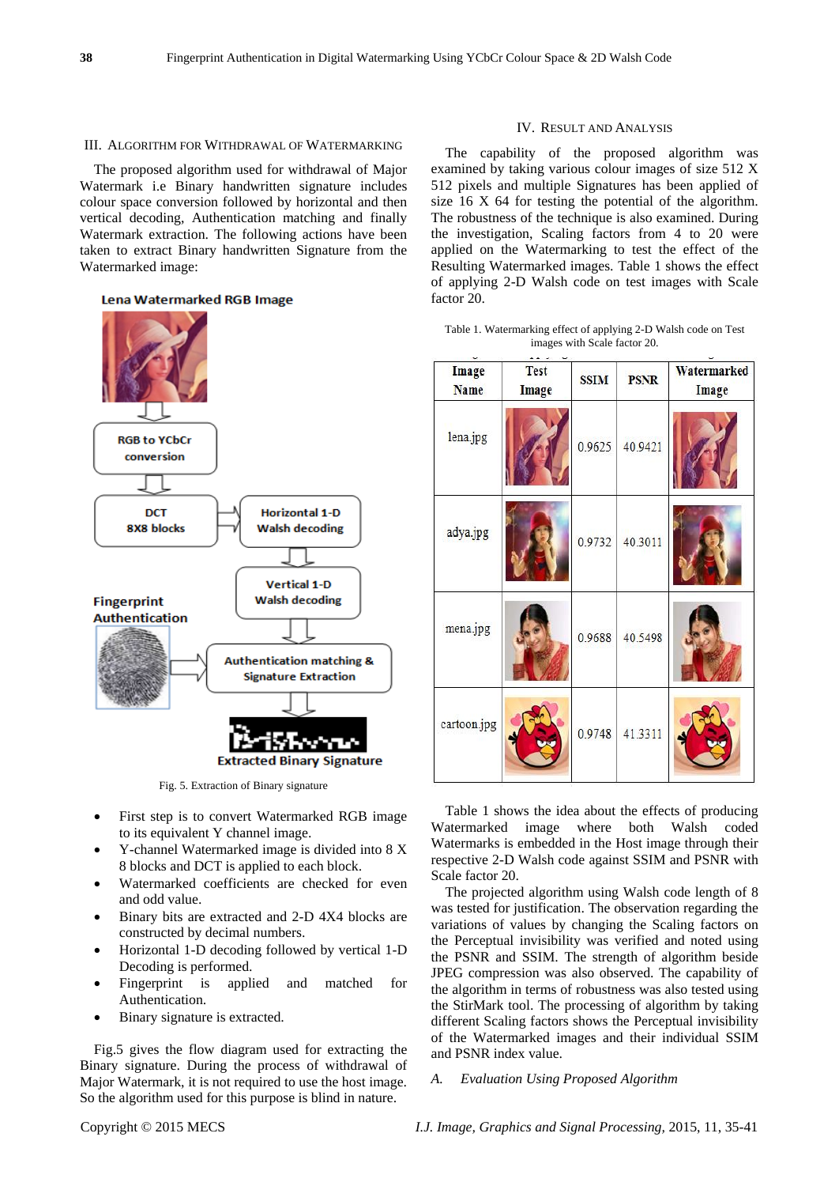## III. Algorithm for Withdrawal of Watermarking

The proposed algorithm used for withdrawal of Major Watermark i.e Binary handwritten signature includes colour space conversion followed by horizontal and then vertical decoding, Authentication matching and finally Watermark extraction. The following actions have been taken to extract Binary handwritten Signature from the Watermarked image:

Fig. 5. Extraction of Binary signature

- First step is to convert Watermarked RGB image to its equivalent Y channel image.
- Y-channel Watermarked image is divided into 8 X 8 blocks and DCT is applied to each block.
- Watermarked coefficients are checked for even and odd value.
- Binary bits are extracted and 2-D 4X4 blocks are constructed by decimal numbers.
- Horizontal 1-D decoding followed by vertical 1-D Decoding is performed.
- Fingerprint is applied and matched for Authentication.
- Binary signature is extracted.

Fig.5 gives the flow diagram used for extracting the Binary signature. During the process of withdrawal of Major Watermark, it is not required to use the host image. So the algorithm used for this purpose is blind in nature.

## IV. Result and Analysis

The capability of the proposed algorithm was examined by taking various colour images of size 512 X 512 pixels and multiple Signatures has been applied of size 16 X 64 for testing the potential of the algorithm. The robustness of the technique is also examined. During the investigation, Scaling factors from 4 to 20 were applied on the Watermarking to test the effect of the Resulting Watermarked images. Table 1 shows the effect of applying 2-D Walsh code on test images with Scale factor 20.

Table 1. Watermarking effect of applying 2-D Walsh code on Test images with Scale factor 20.

| Image Name | Test Image | SSIM | PSNR | Watermarked Image |
|---|---|---|---|---|
| lena.jpg | | 0.9625 | 40.9421 | |
| adya.jpg | | 0.9732 | 40.3011 | |
| mena.jpg | | 0.9688 | 40.5498 | |
| cartoon.jpg | | 0.9748 | 41.3311 | |

Table 1 shows the idea about the effects of producing Watermarked image where both Walsh coded Watermarks is embedded in the Host image through their respective 2-D Walsh code against SSIM and PSNR with Scale factor 20.

The projected algorithm using Walsh code length of 8 was tested for justification. The observation regarding the variations of values by changing the Scaling factors on the Perceptual invisibility was verified and noted using the PSNR and SSIM. The strength of algorithm beside JPEG compression was also observed. The capability of the algorithm in terms of robustness was also tested using the StirMark tool. The processing of algorithm by taking different Scaling factors shows the Perceptual invisibility of the Watermarked images and their individual SSIM and PSNR index value.

### A. *Evaluation Using Proposed Algorithm*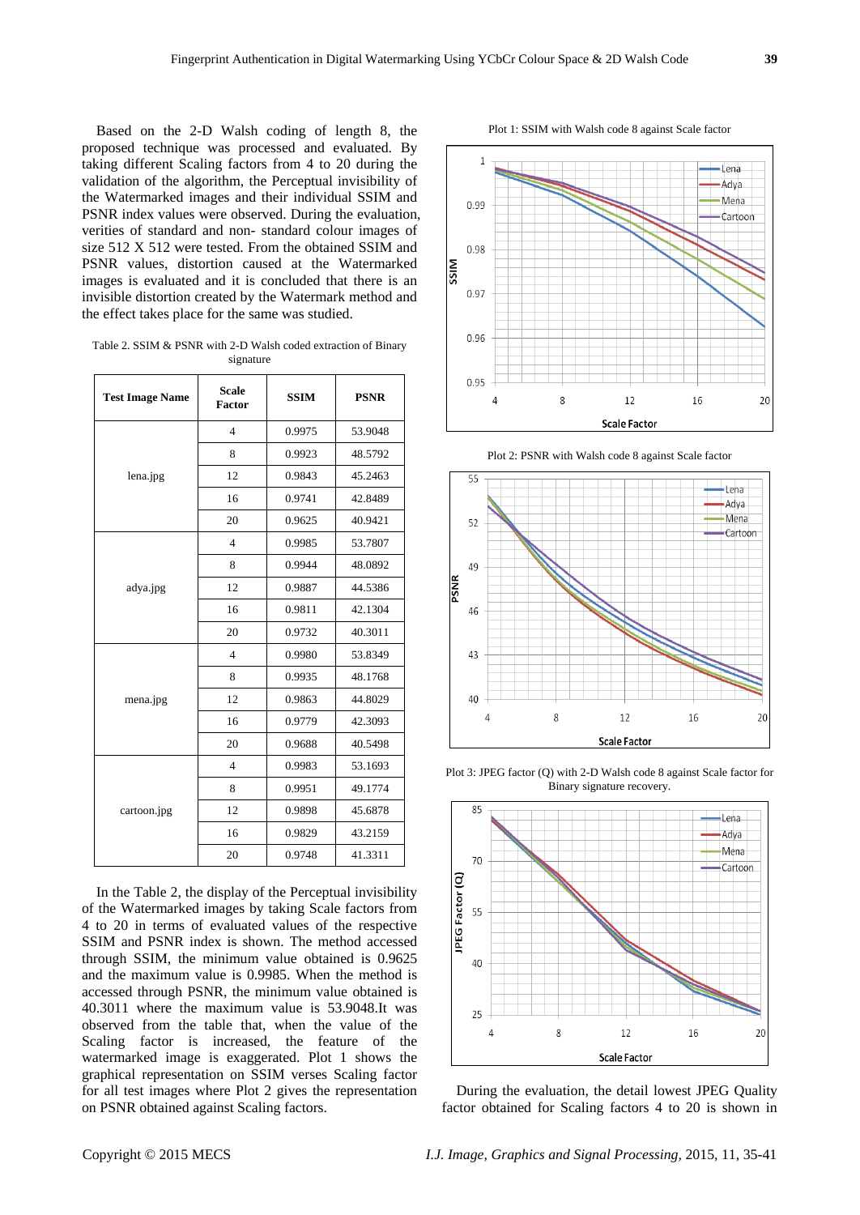Based on the 2-D Walsh coding of length 8, the proposed technique was processed and evaluated. By taking different Scaling factors from 4 to 20 during the validation of the algorithm, the Perceptual invisibility of the Watermarked images and their individual SSIM and PSNR index values were observed. During the evaluation, verities of standard and non- standard colour images of size 512 X 512 were tested. From the obtained SSIM and PSNR values, distortion caused at the Watermarked images is evaluated and it is concluded that there is an invisible distortion created by the Watermark method and the effect takes place for the same was studied.

Table 2. SSIM & PSNR with 2-D Walsh coded extraction of Binary signature

| Test Image Name | Scale Factor | SSIM | PSNR |
|---|---|---|---|
| lena.jpg | 4 | 0.9975 | 53.9048 |
| | 8 | 0.9923 | 48.5792 |
| | 12 | 0.9843 | 45.2463 |
| | 16 | 0.9741 | 42.8489 |
| | 20 | 0.9625 | 40.9421 |
| adya.jpg | 4 | 0.9985 | 53.7807 |
| | 8 | 0.9944 | 48.0892 |
| | 12 | 0.9887 | 44.5386 |
| | 16 | 0.9811 | 42.1304 |
| | 20 | 0.9732 | 40.3011 |
| mena.jpg | 4 | 0.9980 | 53.8349 |
| | 8 | 0.9935 | 48.1768 |
| | 12 | 0.9863 | 44.8029 |
| | 16 | 0.9779 | 42.3093 |
| | 20 | 0.9688 | 40.5498 |
| cartoon.jpg | 4 | 0.9983 | 53.1693 |
| | 8 | 0.9951 | 49.1774 |
| | 12 | 0.9898 | 45.6878 |
| | 16 | 0.9829 | 43.2159 |
| | 20 | 0.9748 | 41.3311 |

In the Table 2, the display of the Perceptual invisibility of the Watermarked images by taking Scale factors from 4 to 20 in terms of evaluated values of the respective SSIM and PSNR index is shown. The method accessed through SSIM, the minimum value obtained is 0.9625 and the maximum value is 0.9985. When the method is accessed through PSNR, the minimum value obtained is 40.3011 where the maximum value is 53.9048.It was observed from the table that, when the value of the Scaling factor is increased, the feature of the watermarked image is exaggerated. Plot 1 shows the graphical representation on SSIM verses Scaling factor for all test images where Plot 2 gives the representation on PSNR obtained against Scaling factors.

Plot 1: SSIM with Walsh code 8 against Scale factor

Plot 2: PSNR with Walsh code 8 against Scale factor

Plot 3: JPEG factor (Q) with 2-D Walsh code 8 against Scale factor for Binary signature recovery.

During the evaluation, the detail lowest JPEG Quality factor obtained for Scaling factors 4 to 20 is shown in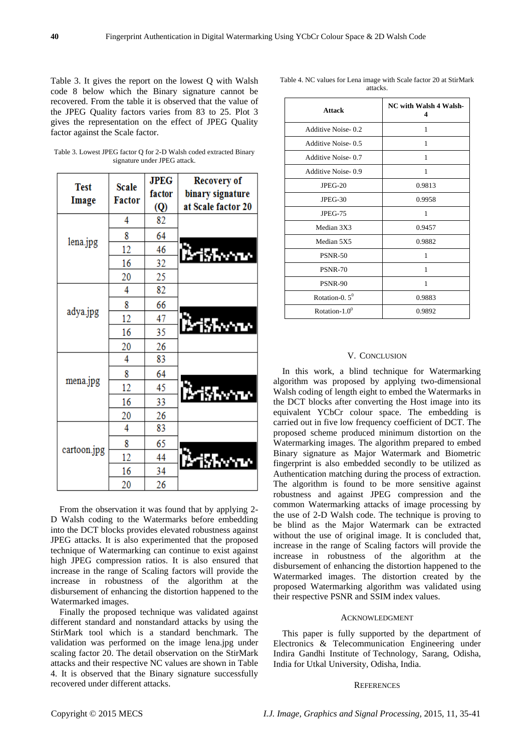Table 3. It gives the report on the lowest Q with Walsh code 8 below which the Binary signature cannot be recovered. From the table it is observed that the value of the JPEG Quality factors varies from 83 to 25. Plot 3 gives the representation on the effect of JPEG Quality factor against the Scale factor.

Table 3. Lowest JPEG factor Q for 2-D Walsh coded extracted Binary signature under JPEG attack.

| Test Image | Scale Factor | JPEG factor (Q) | Recovery of binary signature at Scale factor 20 |
|---|---|---|---|
| lena.jpg | 4 | 82 | |
| | 8 | 64 | |
| | 12 | 46 | |
| | 16 | 32 | |
| | 20 | 25 | |
| adya.jpg | 4 | 82 | |
| | 8 | 66 | |
| | 12 | 47 | |
| | 16 | 35 | |
| | 20 | 26 | |
| mena.jpg | 4 | 83 | |
| | 8 | 64 | |
| | 12 | 45 | |
| | 16 | 33 | |
| | 20 | 26 | |
| cartoon.jpg | 4 | 83 | |
| | 8 | 65 | |
| | 12 | 44 | |
| | 16 | 34 | |
| | 20 | 26 | |

From the observation it was found that by applying 2-D Walsh coding to the Watermarks before embedding into the DCT blocks provides elevated robustness against JPEG attacks. It is also experimented that the proposed technique of Watermarking can continue to exist against high JPEG compression ratios. It is also ensured that increase in the range of Scaling factors will provide the increase in robustness of the algorithm at the disbursement of enhancing the distortion happened to the Watermarked images.

Finally the proposed technique was validated against different standard and nonstandard attacks by using the StirMark tool which is a standard benchmark. The validation was performed on the image lena.jpg under scaling factor 20. The detail observation on the StirMark attacks and their respective NC values are shown in Table 4. It is observed that the Binary signature successfully recovered under different attacks.

Table 4. NC values for Lena image with Scale factor 20 at StirMark attacks.

| Attack | NC with Walsh 4 Walsh-4 |
|---|---|
| Additive Noise- 0.2 | 1 |
| Additive Noise- 0.5 | 1 |
| Additive Noise- 0.7 | 1 |
| Additive Noise- 0.9 | 1 |
| JPEG-20 | 0.9813 |
| JPEG-30 | 0.9958 |
| JPEG-75 | 1 |
| Median 3X3 | 0.9457 |
| Median 5X5 | 0.9882 |
| PSNR-50 | 1 |
| PSNR-70 | 1 |
| PSNR-90 | 1 |
| Rotation-0. $5^0$ | 0.9883 |
| Rotation-$1.0^0$ | 0.9892 |

## V. Conclusion

In this work, a blind technique for Watermarking algorithm was proposed by applying two-dimensional Walsh coding of length eight to embed the Watermarks in the DCT blocks after converting the Host image into its equivalent YCbCr colour space. The embedding is carried out in five low frequency coefficient of DCT. The proposed scheme produced minimum distortion on the Watermarking images. The algorithm prepared to embed Binary signature as Major Watermark and Biometric fingerprint is also embedded secondly to be utilized as Authentication matching during the process of extraction. The algorithm is found to be more sensitive against robustness and against JPEG compression and the common Watermarking attacks of image processing by the use of 2-D Walsh code. The technique is proving to be blind as the Major Watermark can be extracted without the use of original image. It is concluded that, increase in the range of Scaling factors will provide the increase in robustness of the algorithm at the disbursement of enhancing the distortion happened to the Watermarked images. The distortion created by the proposed Watermarking algorithm was validated using their respective PSNR and SSIM index values.

## Acknowledgment

This paper is fully supported by the department of Electronics & Telecommunication Engineering under Indira Gandhi Institute of Technology, Sarang, Odisha, India for Utkal University, Odisha, India.

## References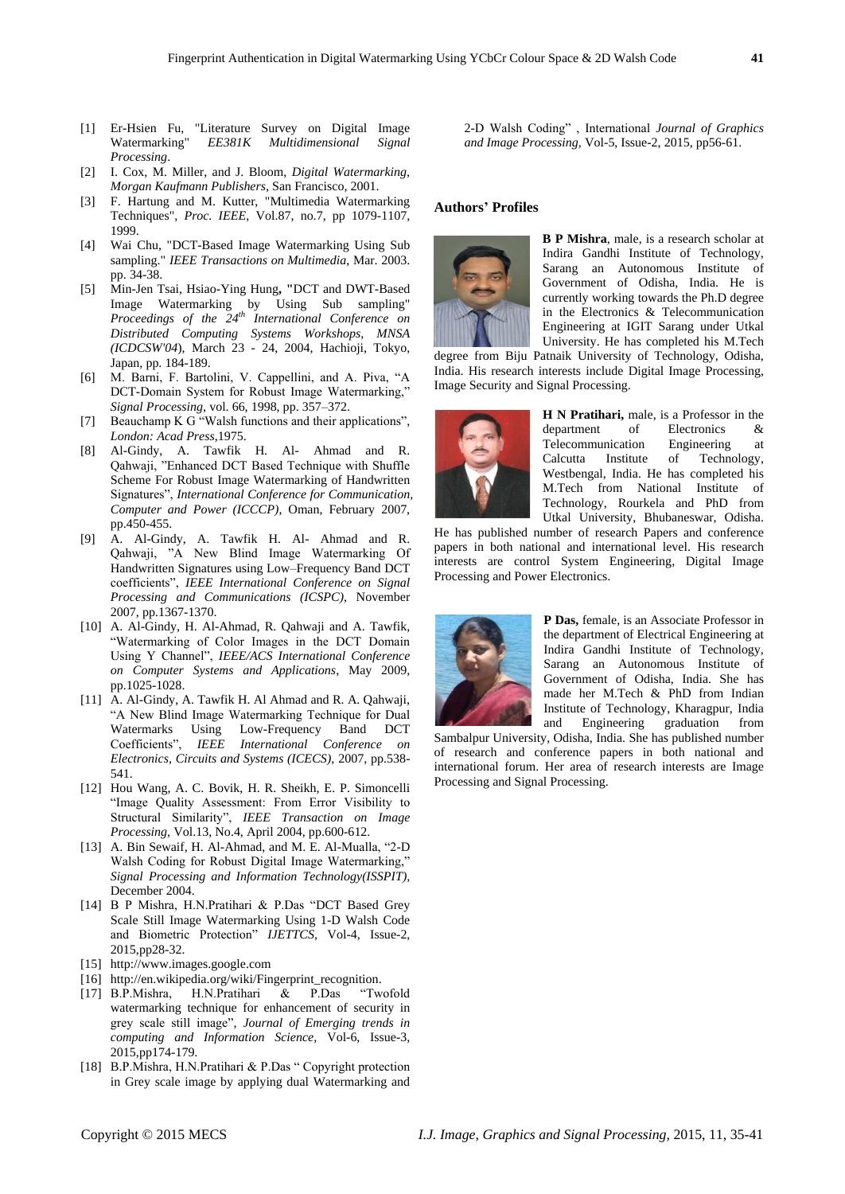[1] Er-Hsien Fu, "Literature Survey on Digital Image Watermarking" *EE381K Multidimensional Signal Processing*.

[2] I. Cox, M. Miller, and J. Bloom, *Digital Watermarking*, *Morgan Kaufmann Publishers*, San Francisco, 2001.

[3] F. Hartung and M. Kutter, "Multimedia Watermarking Techniques", *Proc. IEEE*, Vol.87, no.7, pp 1079-1107, 1999.

[4] Wai Chu, "DCT-Based Image Watermarking Using Sub sampling." *IEEE Transactions on Multimedia*, Mar. 2003. pp. 34-38.

[5] Min-Jen Tsai, Hsiao-Ying Hung, "DCT and DWT-Based Image Watermarking by Using Sub sampling" *Proceedings of the 24th International Conference on Distributed Computing Systems Workshops, MNSA (ICDCSW'04)*, March 23 - 24, 2004, Hachioji, Tokyo, Japan, pp. 184-189.

[6] M. Barni, F. Bartolini, V. Cappellini, and A. Piva, "A DCT-Domain System for Robust Image Watermarking," *Signal Processing*, vol. 66, 1998, pp. 357–372.

[7] Beauchamp K G "Walsh functions and their applications", *London: Acad Press*,1975.

[8] Al-Gindy, A. Tawfik H. Al- Ahmad and R. Qahwaji, "Enhanced DCT Based Technique with Shuffle Scheme For Robust Image Watermarking of Handwritten Signatures", *International Conference for Communication, Computer and Power (ICCCP)*, Oman, February 2007, pp.450-455.

[9] A. Al-Gindy, A. Tawfik H. Al- Ahmad and R. Qahwaji, "A New Blind Image Watermarking Of Handwritten Signatures using Low–Frequency Band DCT coefficients", *IEEE International Conference on Signal Processing and Communications (ICSPC)*, November 2007, pp.1367-1370.

[10] A. Al-Gindy, H. Al-Ahmad, R. Qahwaji and A. Tawfik, "Watermarking of Color Images in the DCT Domain Using Y Channel", *IEEE/ACS International Conference on Computer Systems and Applications*, May 2009, pp.1025-1028.

[11] A. Al-Gindy, A. Tawfik H. Al Ahmad and R. A. Qahwaji, "A New Blind Image Watermarking Technique for Dual Watermarks Using Low-Frequency Band DCT Coefficients", *IEEE International Conference on Electronics, Circuits and Systems (ICECS)*, 2007, pp.538-541.

[12] Hou Wang, A. C. Bovik, H. R. Sheikh, E. P. Simoncelli "Image Quality Assessment: From Error Visibility to Structural Similarity", *IEEE Transaction on Image Processing*, Vol.13, No.4, April 2004, pp.600-612.

[13] A. Bin Sewaif, H. Al-Ahmad, and M. E. Al-Mualla, "2-D Walsh Coding for Robust Digital Image Watermarking," *Signal Processing and Information Technology(ISSPIT)*, December 2004.

[14] B P Mishra, H.N.Pratihari & P.Das "DCT Based Grey Scale Still Image Watermarking Using 1-D Walsh Code and Biometric Protection" *IJETTCS*, Vol-4, Issue-2, 2015,pp28-32.

[15] http://www.images.google.com

[16] http://en.wikipedia.org/wiki/Fingerprint_recognition.

[17] B.P.Mishra, H.N.Pratihari & P.Das "Twofold watermarking technique for enhancement of security in grey scale still image", *Journal of Emerging trends in computing and Information Science*, Vol-6, Issue-3, 2015,pp174-179.

[18] B.P.Mishra, H.N.Pratihari & P.Das " Copyright protection in Grey scale image by applying dual Watermarking and 2-D Walsh Coding" , International *Journal of Graphics and Image Processing*, Vol-5, Issue-2, 2015, pp56-61.

## Authors' Profiles

**B P Mishra**, male, is a research scholar at Indira Gandhi Institute of Technology, Sarang an Autonomous Institute of Government of Odisha, India. He is currently working towards the Ph.D degree in the Electronics & Telecommunication Engineering at IGIT Sarang under Utkal University. He has completed his M.Tech degree from Biju Patnaik University of Technology, Odisha, India. His research interests include Digital Image Processing, Image Security and Signal Processing.

**H N Pratihari,** male, is a Professor in the department of Electronics & Telecommunication Engineering at Calcutta Institute of Technology, Westbengal, India. He has completed his M.Tech from National Institute of Technology, Rourkela and PhD from Utkal University, Bhubaneswar, Odisha. He has published number of research Papers and conference papers in both national and international level. His research interests are control System Engineering, Digital Image Processing and Power Electronics.

**P Das,** female, is an Associate Professor in the department of Electrical Engineering at Indira Gandhi Institute of Technology, Sarang an Autonomous Institute of Government of Odisha, India. She has made her M.Tech & PhD from Indian Institute of Technology, Kharagpur, India and Engineering graduation from Sambalpur University, Odisha, India. She has published number of research and conference papers in both national and international forum. Her area of research interests are Image Processing and Signal Processing.